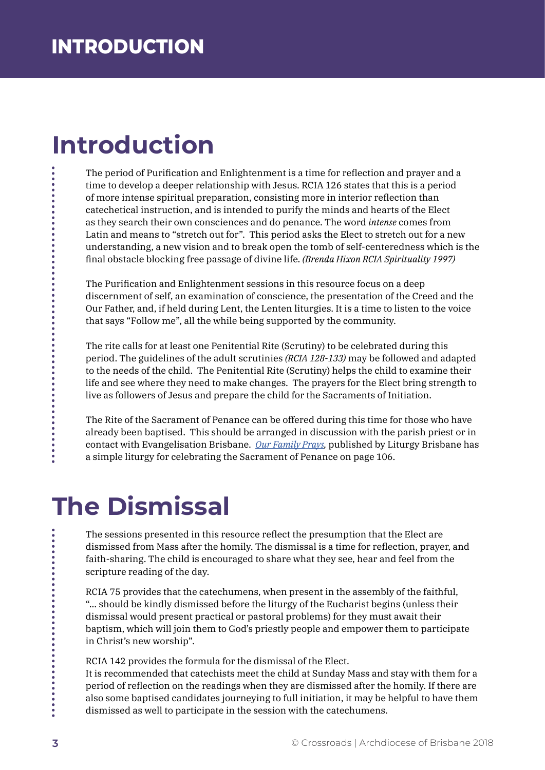# Introduction

The period of Purification and Enlightenment is a time for reflection and prayer and a time to develop a deeper relationship with Jesus. RCIA 126 states that this is a period of more intense spiritual preparation, consisting more in interior reflection than catechetical instruction, and is intended to purify the minds and hearts of the Elect as they search their own consciences and do penance. The word *intense* comes from Latin and means to "stretch out for". This period asks the Elect to stretch out for a new understanding, a new vision and to break open the tomb of self-centeredness which is the final obstacle blocking free passage of divine life. *(Brenda Hixon RCIA Spirituality 1997)*

The Purification and Enlightenment sessions in this resource focus on a deep discernment of self, an examination of conscience, the presentation of the Creed and the Our Father, and, if held during Lent, the Lenten liturgies. It is a time to listen to the voice that says "Follow me", all the while being supported by the community.

The rite calls for at least one Penitential Rite (Scrutiny) to be celebrated during this period. The guidelines of the adult scrutinies *(RCIA 128-133)* may be followed and adapted to the needs of the child. The Penitential Rite (Scrutiny) helps the child to examine their life and see where they need to make changes. The prayers for the Elect bring strength to live as followers of Jesus and prepare the child for the Sacraments of Initiation.

The Rite of the Sacrament of Penance can be offered during this time for those who have already been baptised. This should be arranged in discussion with the parish priest or in contact with Evangelisation Brisbane. *Our Family Prays,* published by Liturgy Brisbane has a simple liturgy for celebrating the Sacrament of Penance on page 106.

# The Dismissal

The sessions presented in this resource reflect the presumption that the Elect are dismissed from Mass after the homily. The dismissal is a time for reflection, prayer, and faith-sharing. The child is encouraged to share what they see, hear and feel from the scripture reading of the day.

RCIA 75 provides that the catechumens, when present in the assembly of the faithful, "... should be kindly dismissed before the liturgy of the Eucharist begins (unless their dismissal would present practical or pastoral problems) for they must await their baptism, which will join them to God's priestly people and empower them to participate in Christ's new worship".

RCIA 142 provides the formula for the dismissal of the Elect.
It is recommended that catechists meet the child at Sunday Mass and stay with them for a period of reflection on the readings when they are dismissed after the homily. If there are also some baptised candidates journeying to full initiation, it may be helpful to have them dismissed as well to participate in the session with the catechumens.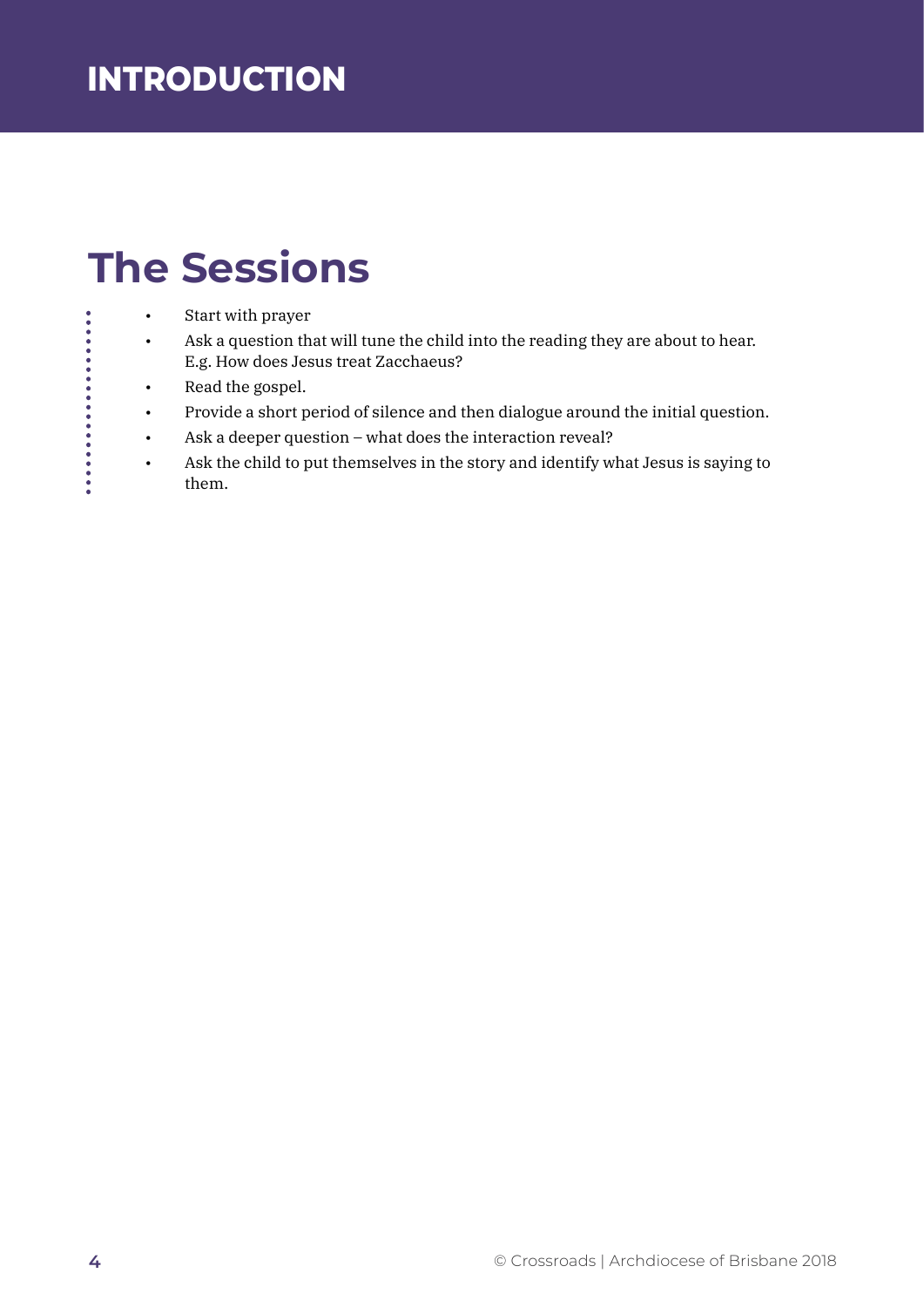# INTRODUCTION

## The Sessions

- Start with prayer
- Ask a question that will tune the child into the reading they are about to hear. E.g. How does Jesus treat Zacchaeus?
- Read the gospel.
- Provide a short period of silence and then dialogue around the initial question.
- Ask a deeper question – what does the interaction reveal?
- Ask the child to put themselves in the story and identify what Jesus is saying to them.